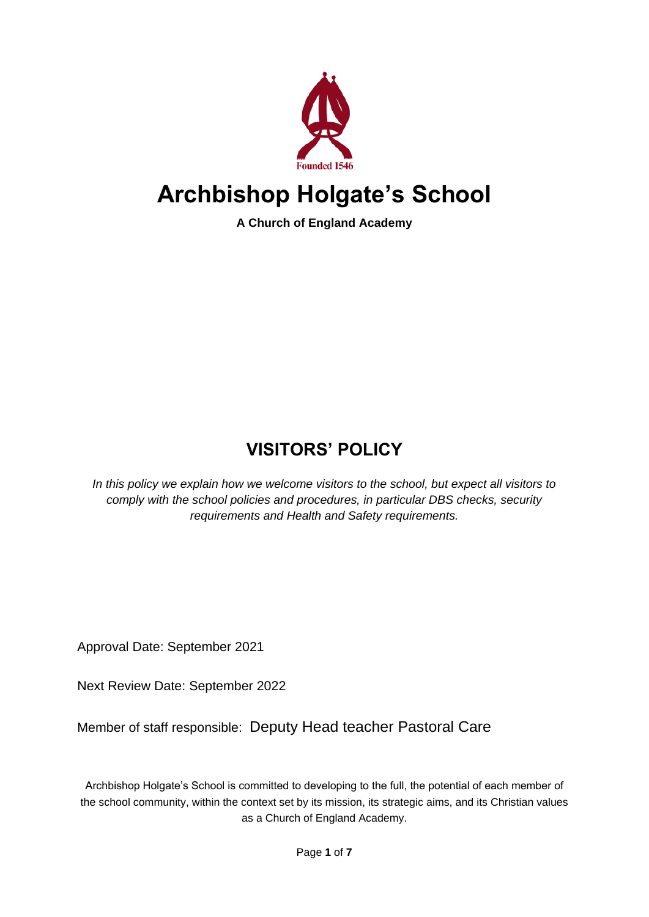Founded 1546

# Archbishop Holgate's School

**A Church of England Academy**

## VISITORS' POLICY

*In this policy we explain how we welcome visitors to the school, but expect all visitors to comply with the school policies and procedures, in particular DBS checks, security requirements and Health and Safety requirements.*

Approval Date: September 2021

Next Review Date: September 2022

Member of staff responsible: Deputy Head teacher Pastoral Care

Archbishop Holgate's School is committed to developing to the full, the potential of each member of the school community, within the context set by its mission, its strategic aims, and its Christian values as a Church of England Academy.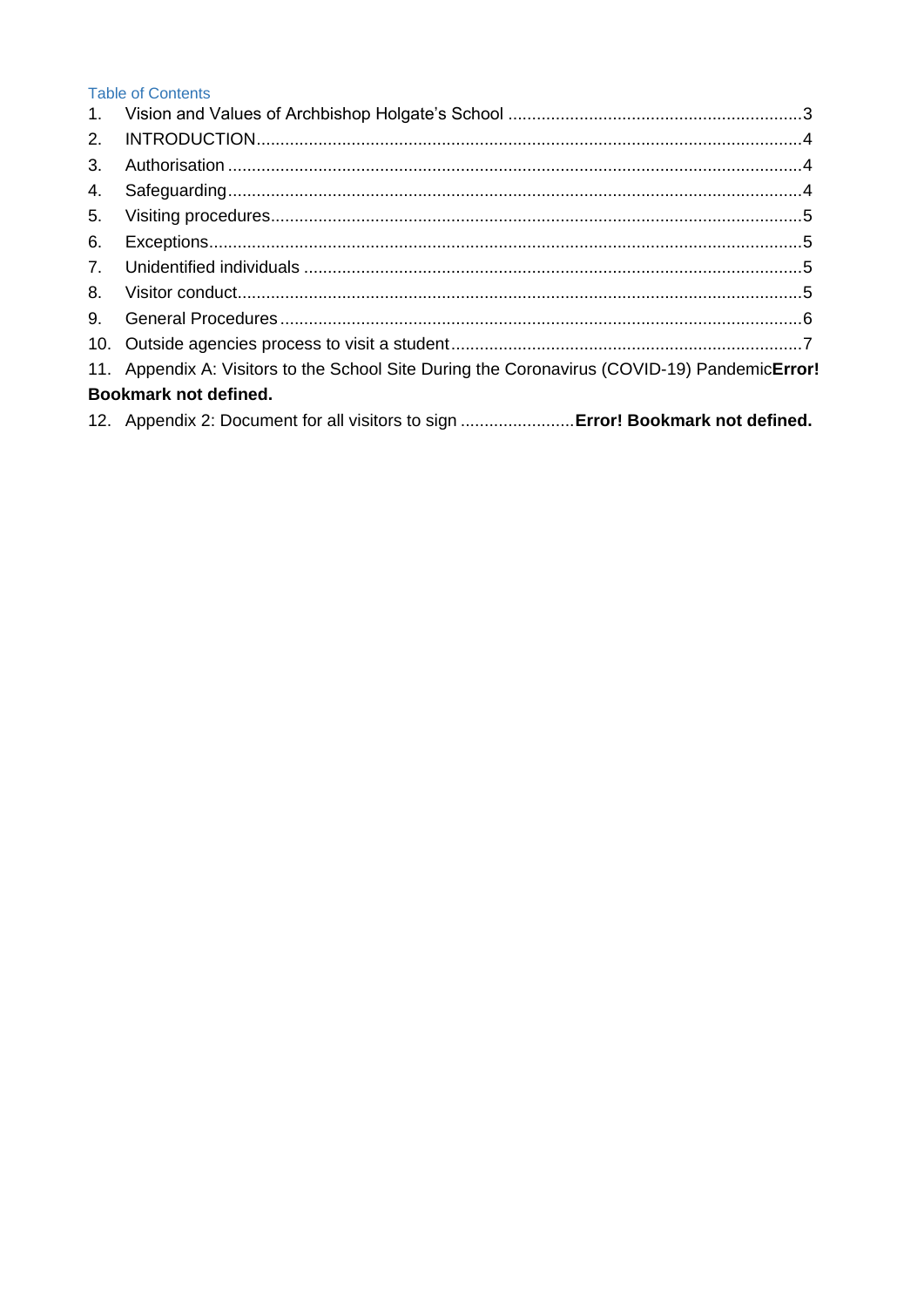Table of Contents

1. Vision and Values of Archbishop Holgate's School ....................................................................3
2. INTRODUCTION....................................................................................................................4
3. Authorisation .........................................................................................................................4
4. Safeguarding..........................................................................................................................4
5. Visiting procedures.................................................................................................................5
6. Exceptions..............................................................................................................................5
7. Unidentified individuals ..........................................................................................................5
8. Visitor conduct........................................................................................................................5
9. General Procedures ...............................................................................................................6
10. Outside agencies process to visit a student ...........................................................................7
11. Appendix A: Visitors to the School Site During the Coronavirus (COVID-19) Pandemic**Error! Bookmark not defined.**
12. Appendix 2: Document for all visitors to sign ........................**Error! Bookmark not defined.**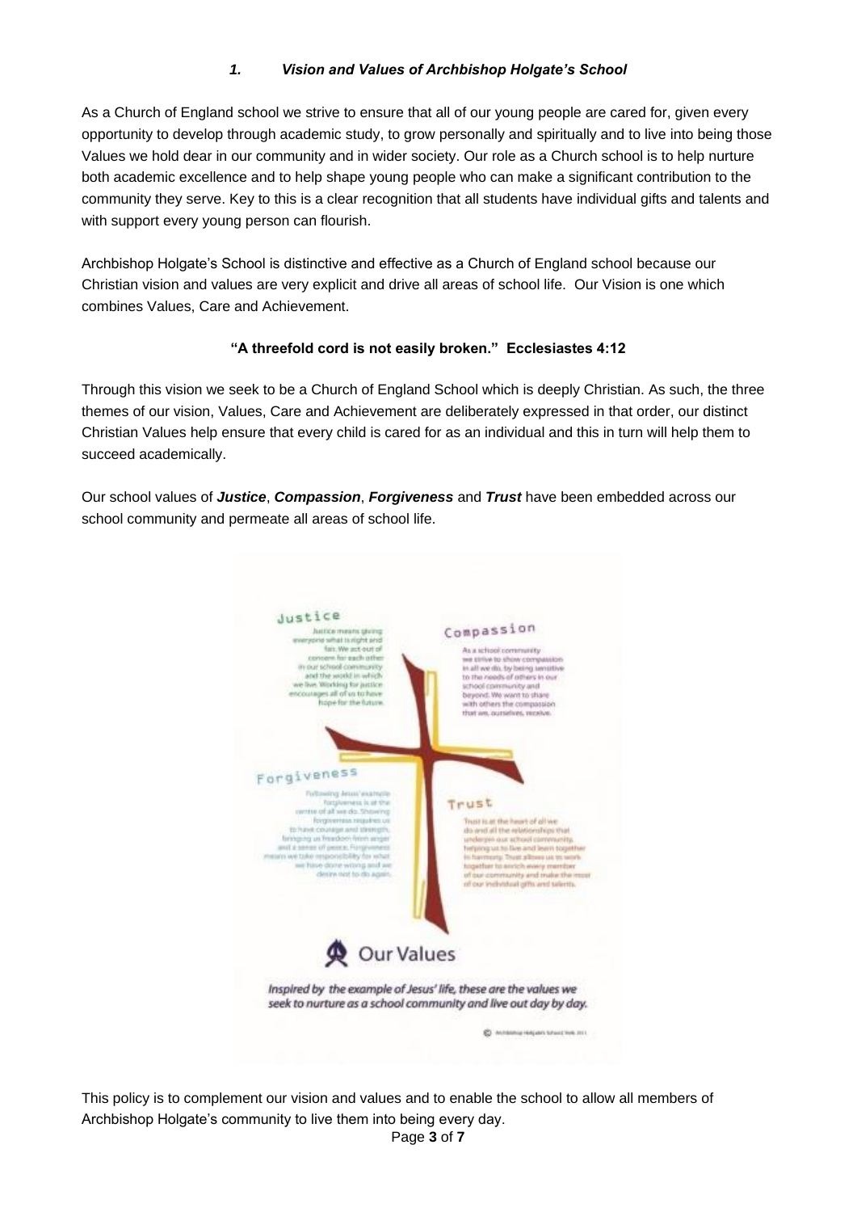### *1. Vision and Values of Archbishop Holgate's School*

As a Church of England school we strive to ensure that all of our young people are cared for, given every opportunity to develop through academic study, to grow personally and spiritually and to live into being those Values we hold dear in our community and in wider society. Our role as a Church school is to help nurture both academic excellence and to help shape young people who can make a significant contribution to the community they serve. Key to this is a clear recognition that all students have individual gifts and talents and with support every young person can flourish.

Archbishop Holgate's School is distinctive and effective as a Church of England school because our Christian vision and values are very explicit and drive all areas of school life. Our Vision is one which combines Values, Care and Achievement.

**"A threefold cord is not easily broken." Ecclesiastes 4:12**

Through this vision we seek to be a Church of England School which is deeply Christian. As such, the three themes of our vision, Values, Care and Achievement are deliberately expressed in that order, our distinct Christian Values help ensure that every child is cared for as an individual and this in turn will help them to succeed academically.

Our school values of ***Justice***, ***Compassion***, ***Forgiveness*** and ***Trust*** have been embedded across our school community and permeate all areas of school life.

**Justice**

Justice means giving everyone what is right and fair. We act out of concern for each other in our school community and the world in which we live. Working for justice encourages all of us to have hope for the future.

**Compassion**

As a school community we strive to show compassion in all we do, by being sensitive to the needs of others in our school community and beyond. We want to share with others the compassion that we, ourselves, receive.

**Forgiveness**

Following Jesus' example forgiveness is at the centre of all we do. Showing forgiveness requires us to have courage and strength, bringing us freedom from anger and a sense of peace. Forgiveness means we take responsibility for what we have done wrong and we desire not to do again.

**Trust**

Trust is at the heart of all we do and all the relationships that underpin our school community, helping us to live and learn together in harmony. Trust allows us to work together to enrich every member of our community and make the most of our individual gifts and talents.

**Our Values**

*Inspired by the example of Jesus' life, these are the values we seek to nurture as a school community and live out day by day.*

© Archbishop Holgate's School York 2011

This policy is to complement our vision and values and to enable the school to allow all members of Archbishop Holgate's community to live them into being every day.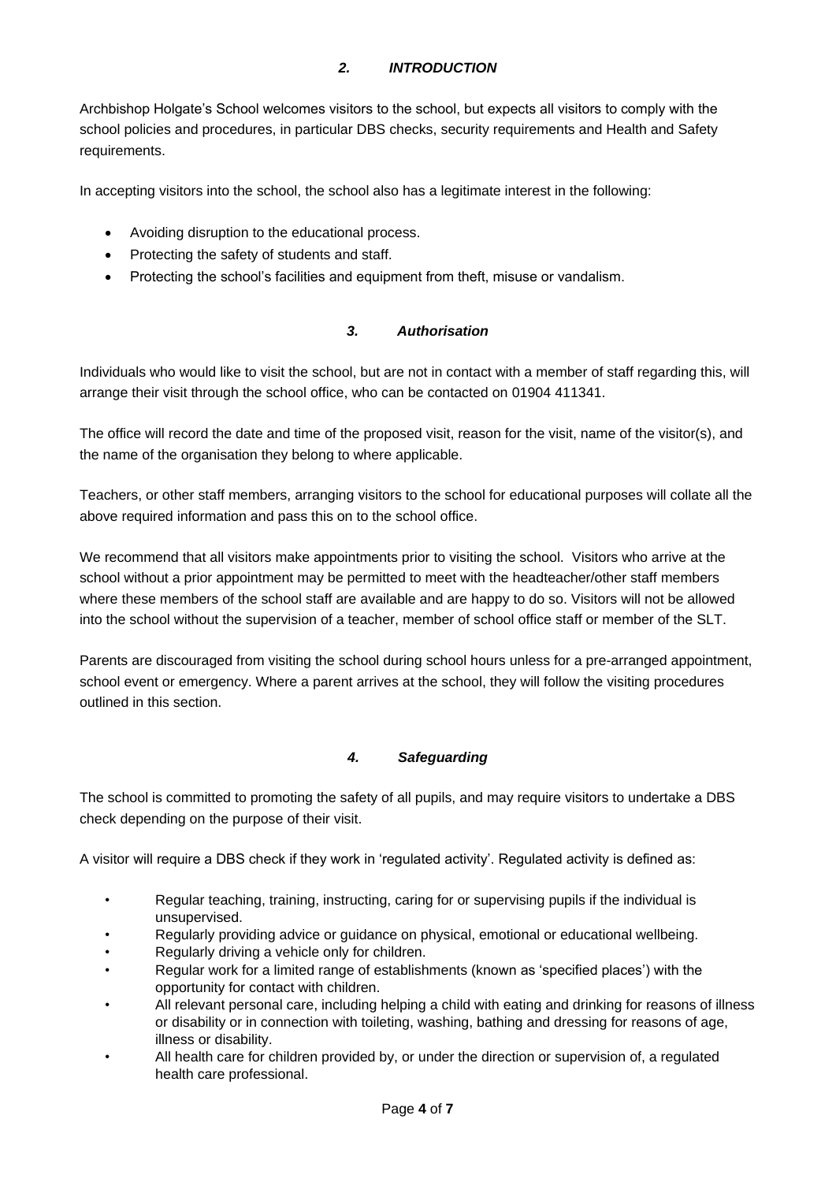## *2. INTRODUCTION*

Archbishop Holgate's School welcomes visitors to the school, but expects all visitors to comply with the school policies and procedures, in particular DBS checks, security requirements and Health and Safety requirements.

In accepting visitors into the school, the school also has a legitimate interest in the following:

- Avoiding disruption to the educational process.
- Protecting the safety of students and staff.
- Protecting the school's facilities and equipment from theft, misuse or vandalism.

## *3. Authorisation*

Individuals who would like to visit the school, but are not in contact with a member of staff regarding this, will arrange their visit through the school office, who can be contacted on 01904 411341.

The office will record the date and time of the proposed visit, reason for the visit, name of the visitor(s), and the name of the organisation they belong to where applicable.

Teachers, or other staff members, arranging visitors to the school for educational purposes will collate all the above required information and pass this on to the school office.

We recommend that all visitors make appointments prior to visiting the school. Visitors who arrive at the school without a prior appointment may be permitted to meet with the headteacher/other staff members where these members of the school staff are available and are happy to do so. Visitors will not be allowed into the school without the supervision of a teacher, member of school office staff or member of the SLT.

Parents are discouraged from visiting the school during school hours unless for a pre-arranged appointment, school event or emergency. Where a parent arrives at the school, they will follow the visiting procedures outlined in this section.

## *4. Safeguarding*

The school is committed to promoting the safety of all pupils, and may require visitors to undertake a DBS check depending on the purpose of their visit.

A visitor will require a DBS check if they work in 'regulated activity'. Regulated activity is defined as:

- Regular teaching, training, instructing, caring for or supervising pupils if the individual is unsupervised.
- Regularly providing advice or guidance on physical, emotional or educational wellbeing.
- Regularly driving a vehicle only for children.
- Regular work for a limited range of establishments (known as 'specified places') with the opportunity for contact with children.
- All relevant personal care, including helping a child with eating and drinking for reasons of illness or disability or in connection with toileting, washing, bathing and dressing for reasons of age, illness or disability.
- All health care for children provided by, or under the direction or supervision of, a regulated health care professional.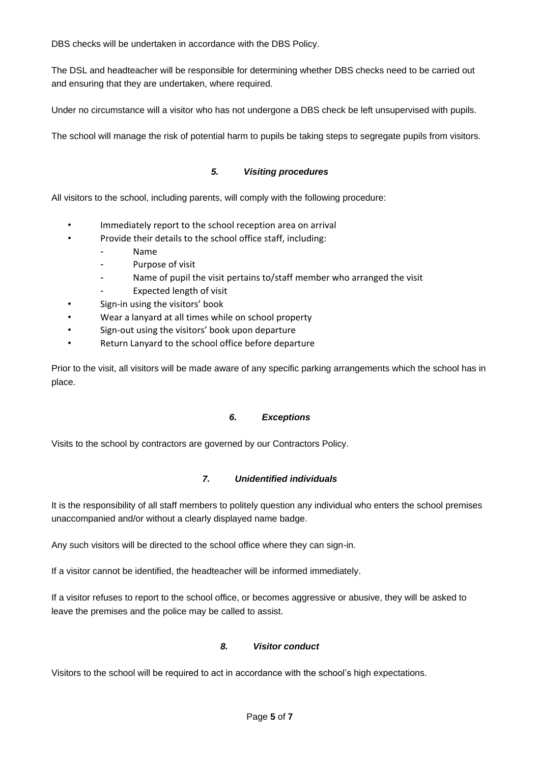DBS checks will be undertaken in accordance with the DBS Policy.

The DSL and headteacher will be responsible for determining whether DBS checks need to be carried out and ensuring that they are undertaken, where required.

Under no circumstance will a visitor who has not undergone a DBS check be left unsupervised with pupils.

The school will manage the risk of potential harm to pupils be taking steps to segregate pupils from visitors.

### *5. Visiting procedures*

All visitors to the school, including parents, will comply with the following procedure:

- Immediately report to the school reception area on arrival
- Provide their details to the school office staff, including:
  - Name
  - Purpose of visit
  - Name of pupil the visit pertains to/staff member who arranged the visit
  - Expected length of visit
- Sign-in using the visitors' book
- Wear a lanyard at all times while on school property
- Sign-out using the visitors' book upon departure
- Return Lanyard to the school office before departure

Prior to the visit, all visitors will be made aware of any specific parking arrangements which the school has in place.

### *6. Exceptions*

Visits to the school by contractors are governed by our Contractors Policy.

### *7. Unidentified individuals*

It is the responsibility of all staff members to politely question any individual who enters the school premises unaccompanied and/or without a clearly displayed name badge.

Any such visitors will be directed to the school office where they can sign-in.

If a visitor cannot be identified, the headteacher will be informed immediately.

If a visitor refuses to report to the school office, or becomes aggressive or abusive, they will be asked to leave the premises and the police may be called to assist.

### *8. Visitor conduct*

Visitors to the school will be required to act in accordance with the school's high expectations.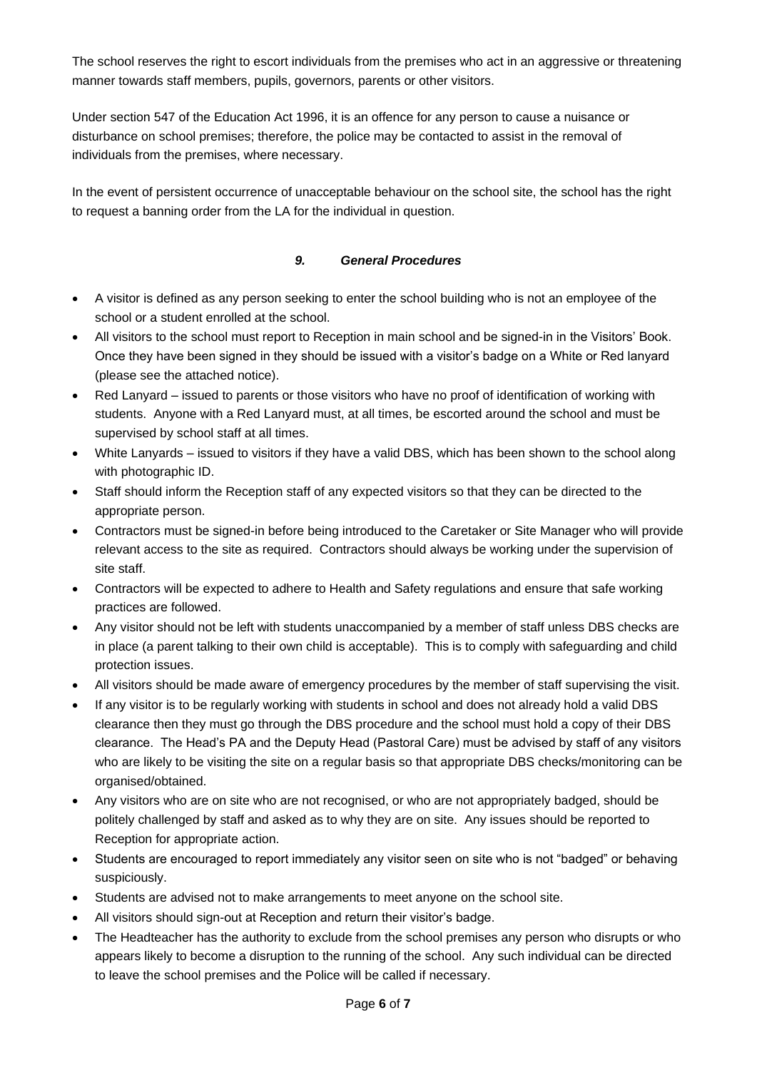The school reserves the right to escort individuals from the premises who act in an aggressive or threatening manner towards staff members, pupils, governors, parents or other visitors.

Under section 547 of the Education Act 1996, it is an offence for any person to cause a nuisance or disturbance on school premises; therefore, the police may be contacted to assist in the removal of individuals from the premises, where necessary.

In the event of persistent occurrence of unacceptable behaviour on the school site, the school has the right to request a banning order from the LA for the individual in question.

### *9. General Procedures*

- A visitor is defined as any person seeking to enter the school building who is not an employee of the school or a student enrolled at the school.
- All visitors to the school must report to Reception in main school and be signed-in in the Visitors' Book. Once they have been signed in they should be issued with a visitor's badge on a White or Red lanyard (please see the attached notice).
- Red Lanyard – issued to parents or those visitors who have no proof of identification of working with students. Anyone with a Red Lanyard must, at all times, be escorted around the school and must be supervised by school staff at all times.
- White Lanyards – issued to visitors if they have a valid DBS, which has been shown to the school along with photographic ID.
- Staff should inform the Reception staff of any expected visitors so that they can be directed to the appropriate person.
- Contractors must be signed-in before being introduced to the Caretaker or Site Manager who will provide relevant access to the site as required. Contractors should always be working under the supervision of site staff.
- Contractors will be expected to adhere to Health and Safety regulations and ensure that safe working practices are followed.
- Any visitor should not be left with students unaccompanied by a member of staff unless DBS checks are in place (a parent talking to their own child is acceptable). This is to comply with safeguarding and child protection issues.
- All visitors should be made aware of emergency procedures by the member of staff supervising the visit.
- If any visitor is to be regularly working with students in school and does not already hold a valid DBS clearance then they must go through the DBS procedure and the school must hold a copy of their DBS clearance. The Head's PA and the Deputy Head (Pastoral Care) must be advised by staff of any visitors who are likely to be visiting the site on a regular basis so that appropriate DBS checks/monitoring can be organised/obtained.
- Any visitors who are on site who are not recognised, or who are not appropriately badged, should be politely challenged by staff and asked as to why they are on site. Any issues should be reported to Reception for appropriate action.
- Students are encouraged to report immediately any visitor seen on site who is not "badged" or behaving suspiciously.
- Students are advised not to make arrangements to meet anyone on the school site.
- All visitors should sign-out at Reception and return their visitor's badge.
- The Headteacher has the authority to exclude from the school premises any person who disrupts or who appears likely to become a disruption to the running of the school. Any such individual can be directed to leave the school premises and the Police will be called if necessary.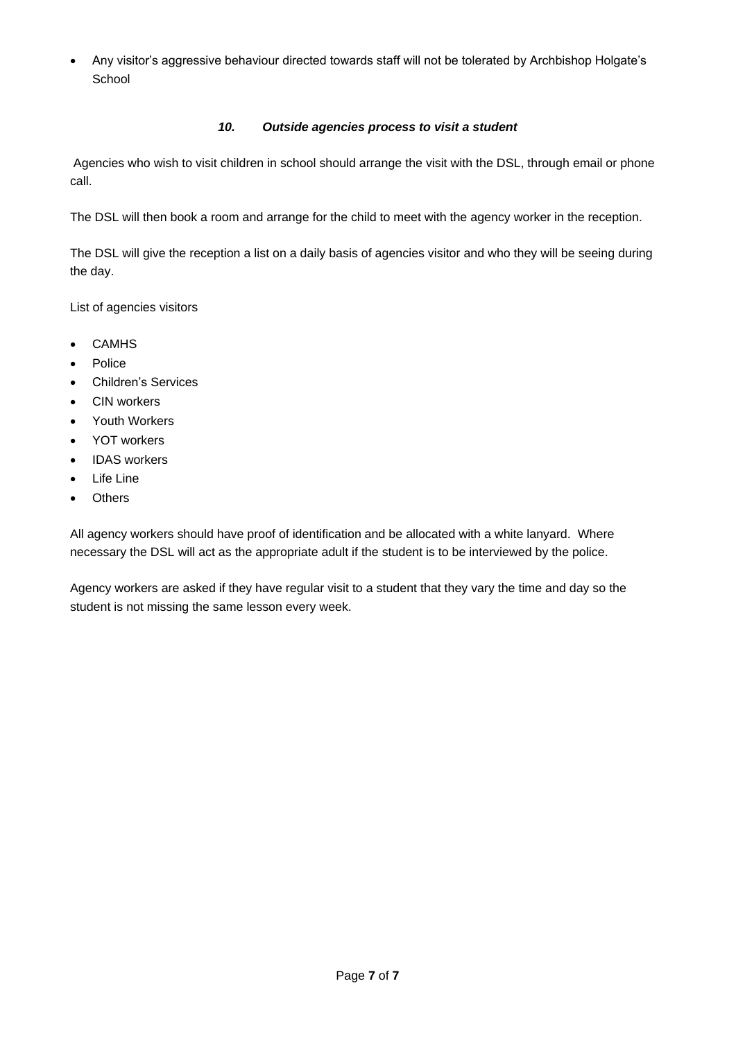- Any visitor's aggressive behaviour directed towards staff will not be tolerated by Archbishop Holgate's School

### *10. Outside agencies process to visit a student*

Agencies who wish to visit children in school should arrange the visit with the DSL, through email or phone call.

The DSL will then book a room and arrange for the child to meet with the agency worker in the reception.

The DSL will give the reception a list on a daily basis of agencies visitor and who they will be seeing during the day.

List of agencies visitors

- CAMHS
- Police
- Children's Services
- CIN workers
- Youth Workers
- YOT workers
- IDAS workers
- Life Line
- Others

All agency workers should have proof of identification and be allocated with a white lanyard. Where necessary the DSL will act as the appropriate adult if the student is to be interviewed by the police.

Agency workers are asked if they have regular visit to a student that they vary the time and day so the student is not missing the same lesson every week.